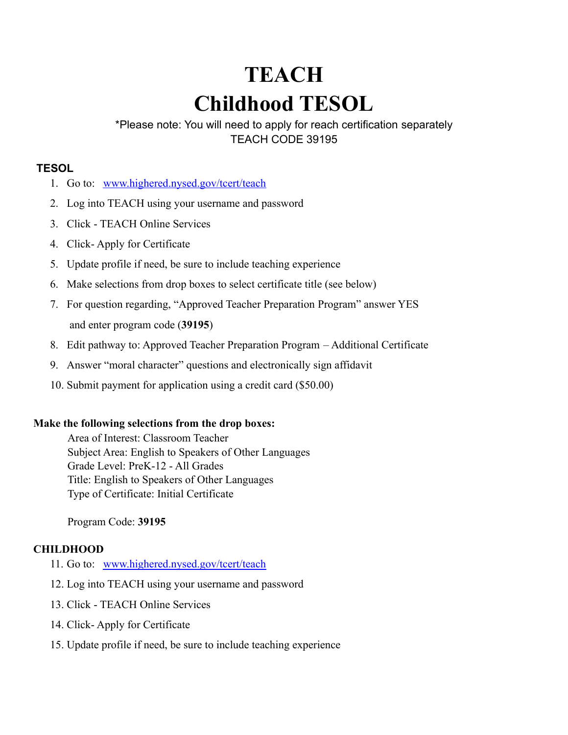# TEACH
# Childhood TESOL

*Please note: You will need to apply for reach certification separately
TEACH CODE 39195

**TESOL**

1. Go to: [www.highered.nysed.gov/tcert/teach](www.highered.nysed.gov/tcert/teach)
2. Log into TEACH using your username and password
3. Click - TEACH Online Services
4. Click- Apply for Certificate
5. Update profile if need, be sure to include teaching experience
6. Make selections from drop boxes to select certificate title (see below)
7. For question regarding, "Approved Teacher Preparation Program" answer YES and enter program code (**39195**)
8. Edit pathway to: Approved Teacher Preparation Program – Additional Certificate
9. Answer "moral character" questions and electronically sign affidavit
10. Submit payment for application using a credit card ($50.00)

**Make the following selections from the drop boxes:**

Area of Interest: Classroom Teacher
Subject Area: English to Speakers of Other Languages
Grade Level: PreK-12 - All Grades
Title: English to Speakers of Other Languages
Type of Certificate: Initial Certificate

Program Code: **39195**

**CHILDHOOD**

11. Go to: [www.highered.nysed.gov/tcert/teach](www.highered.nysed.gov/tcert/teach)
12. Log into TEACH using your username and password
13. Click - TEACH Online Services
14. Click- Apply for Certificate
15. Update profile if need, be sure to include teaching experience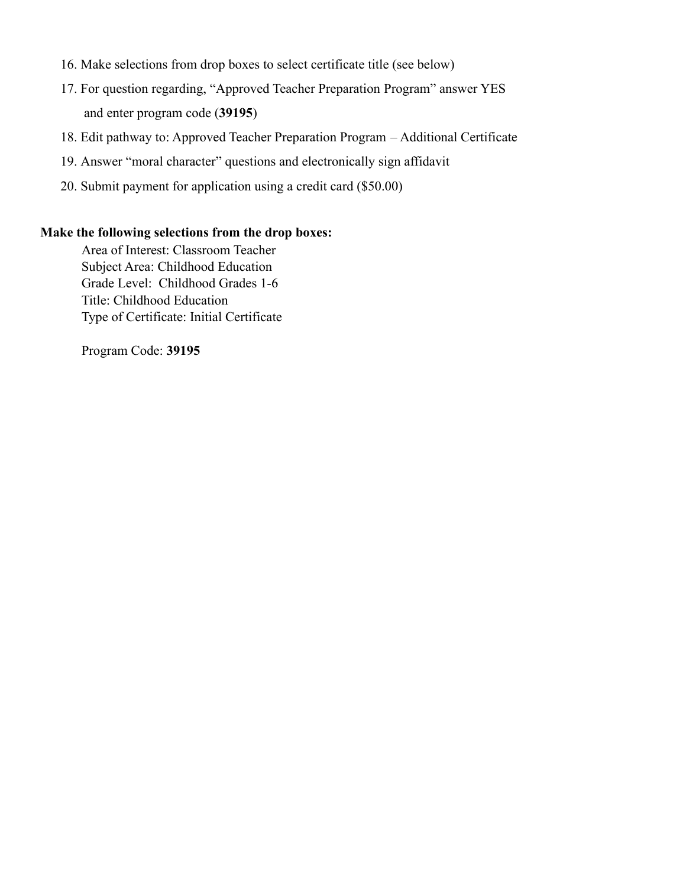16. Make selections from drop boxes to select certificate title (see below)
17. For question regarding, "Approved Teacher Preparation Program" answer YES and enter program code (**39195**)
18. Edit pathway to: Approved Teacher Preparation Program – Additional Certificate
19. Answer "moral character" questions and electronically sign affidavit
20. Submit payment for application using a credit card ($50.00)

**Make the following selections from the drop boxes:**

Area of Interest: Classroom Teacher
Subject Area: Childhood Education
Grade Level: Childhood Grades 1-6
Title: Childhood Education
Type of Certificate: Initial Certificate

Program Code: **39195**